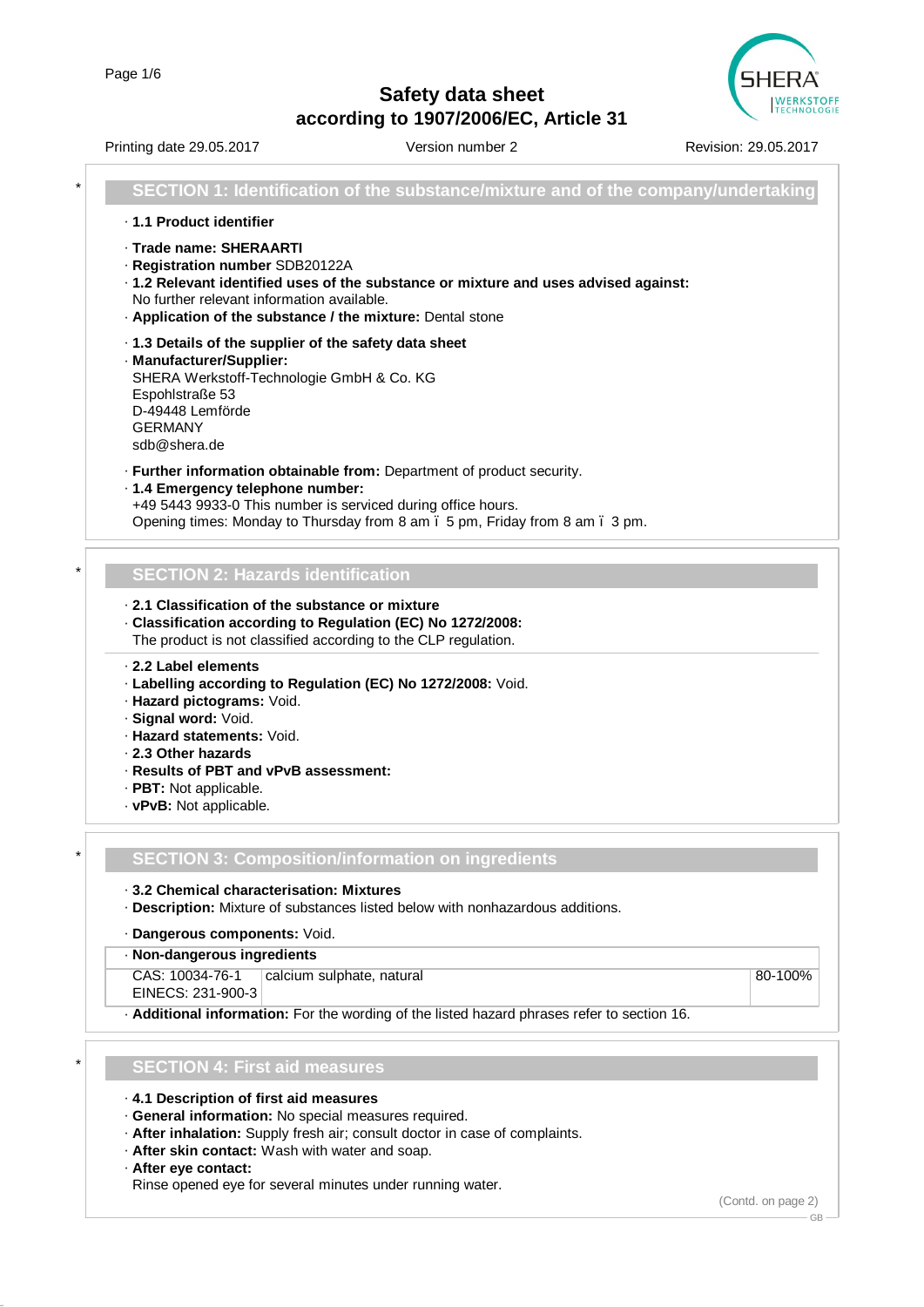# Safety data sheet
## according to 1907/2006/EC, Article 31

Printing date 29.05.2017 | Version number 2 | Revision: 29.05.2017

## SECTION 1: Identification of the substance/mixture and of the company/undertaking

· **1.1 Product identifier**

· **Trade name: SHERAARTI**
· **Registration number** SDB20122A
· **1.2 Relevant identified uses of the substance or mixture and uses advised against:**
No further relevant information available.
· **Application of the substance / the mixture:** Dental stone

· **1.3 Details of the supplier of the safety data sheet**
· **Manufacturer/Supplier:**
SHERA Werkstoff-Technologie GmbH & Co. KG
Espohlstraße 53
D-49448 Lemförde
GERMANY
sdb@shera.de

· **Further information obtainable from:** Department of product security.
· **1.4 Emergency telephone number:**
+49 5443 9933-0 This number is serviced during office hours.
Opening times: Monday to Thursday from 8 am ï 5 pm, Friday from 8 am ï 3 pm.

## SECTION 2: Hazards identification

· **2.1 Classification of the substance or mixture**
· **Classification according to Regulation (EC) No 1272/2008:**
The product is not classified according to the CLP regulation.

· **2.2 Label elements**
· **Labelling according to Regulation (EC) No 1272/2008:** Void.
· **Hazard pictograms:** Void.
· **Signal word:** Void.
· **Hazard statements:** Void.
· **2.3 Other hazards**
· **Results of PBT and vPvB assessment:**
· **PBT:** Not applicable.
· **vPvB:** Not applicable.

## SECTION 3: Composition/information on ingredients

· **3.2 Chemical characterisation: Mixtures**
· **Description:** Mixture of substances listed below with nonhazardous additions.

· **Dangerous components:** Void.

| · **Non-dangerous ingredients** | | |
|---|---|---|
| CAS: 10034-76-1<br>EINECS: 231-900-3 | calcium sulphate, natural | 80-100% |

· **Additional information:** For the wording of the listed hazard phrases refer to section 16.

## SECTION 4: First aid measures

· **4.1 Description of first aid measures**
· **General information:** No special measures required.
· **After inhalation:** Supply fresh air; consult doctor in case of complaints.
· **After skin contact:** Wash with water and soap.
· **After eye contact:**
Rinse opened eye for several minutes under running water.

(Contd. on page 2)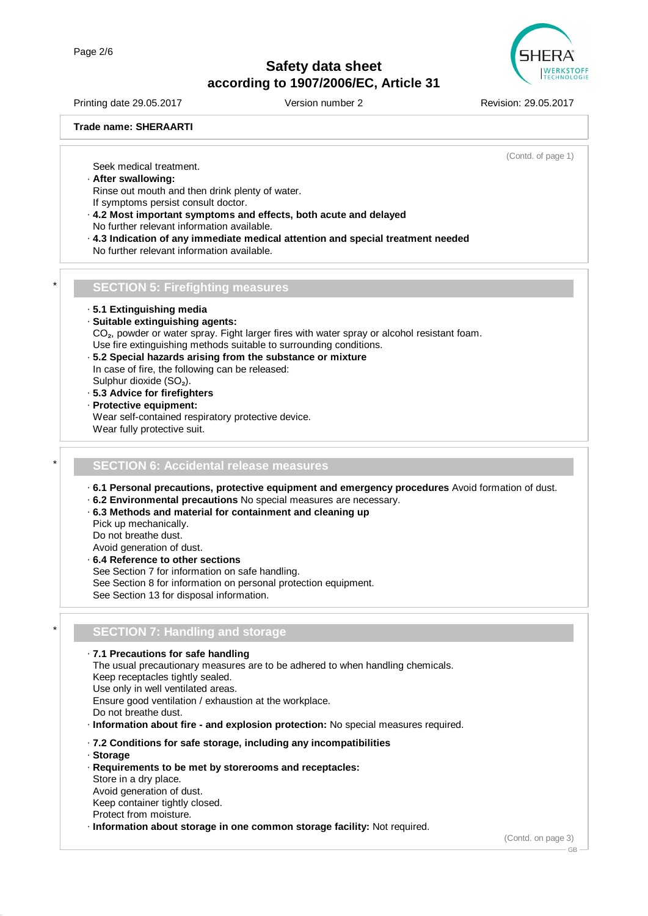Trade name: SHERAARTI

(Contd. of page 1)

Seek medical treatment.

· **After swallowing:**
Rinse out mouth and then drink plenty of water.
If symptoms persist consult doctor.

· **4.2 Most important symptoms and effects, both acute and delayed**
No further relevant information available.

· **4.3 Indication of any immediate medical attention and special treatment needed**
No further relevant information available.

## SECTION 5: Firefighting measures

· **5.1 Extinguishing media**

· **Suitable extinguishing agents:**
$CO_2$, powder or water spray. Fight larger fires with water spray or alcohol resistant foam.
Use fire extinguishing methods suitable to surrounding conditions.

· **5.2 Special hazards arising from the substance or mixture**
In case of fire, the following can be released:
Sulphur dioxide ($SO_2$).

· **5.3 Advice for firefighters**

· **Protective equipment:**
Wear self-contained respiratory protective device.
Wear fully protective suit.

## SECTION 6: Accidental release measures

· **6.1 Personal precautions, protective equipment and emergency procedures** Avoid formation of dust.

· **6.2 Environmental precautions** No special measures are necessary.

· **6.3 Methods and material for containment and cleaning up**
Pick up mechanically.
Do not breathe dust.
Avoid generation of dust.

· **6.4 Reference to other sections**
See Section 7 for information on safe handling.
See Section 8 for information on personal protection equipment.
See Section 13 for disposal information.

## SECTION 7: Handling and storage

· **7.1 Precautions for safe handling**
The usual precautionary measures are to be adhered to when handling chemicals.
Keep receptacles tightly sealed.
Use only in well ventilated areas.
Ensure good ventilation / exhaustion at the workplace.
Do not breathe dust.

· **Information about fire - and explosion protection:** No special measures required.

· **7.2 Conditions for safe storage, including any incompatibilities**

· **Storage**

· **Requirements to be met by storerooms and receptacles:**
Store in a dry place.
Avoid generation of dust.
Keep container tightly closed.
Protect from moisture.

· **Information about storage in one common storage facility:** Not required.

(Contd. on page 3)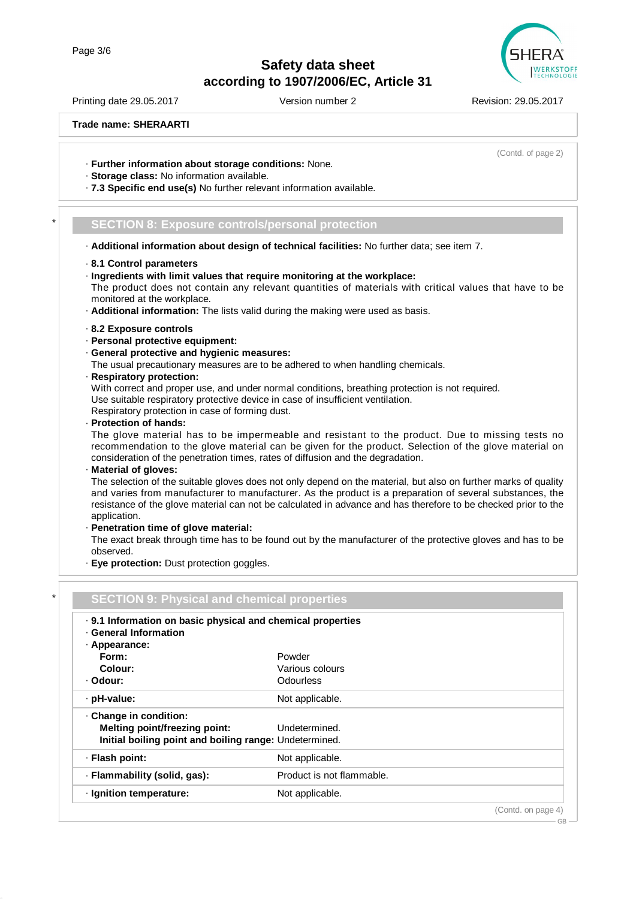Trade name: SHERAARTI

(Contd. of page 2)

· **Further information about storage conditions:** None.
· **Storage class:** No information available.
· **7.3 Specific end use(s)** No further relevant information available.

## * SECTION 8: Exposure controls/personal protection

· **Additional information about design of technical facilities:** No further data; see item 7.

· **8.1 Control parameters**
· **Ingredients with limit values that require monitoring at the workplace:**
The product does not contain any relevant quantities of materials with critical values that have to be monitored at the workplace.
· **Additional information:** The lists valid during the making were used as basis.

· **8.2 Exposure controls**
· **Personal protective equipment:**
· **General protective and hygienic measures:**
The usual precautionary measures are to be adhered to when handling chemicals.
· **Respiratory protection:**
With correct and proper use, and under normal conditions, breathing protection is not required.
Use suitable respiratory protective device in case of insufficient ventilation.
Respiratory protection in case of forming dust.
· **Protection of hands:**
The glove material has to be impermeable and resistant to the product. Due to missing tests no recommendation to the glove material can be given for the product. Selection of the glove material on consideration of the penetration times, rates of diffusion and the degradation.
· **Material of gloves:**
The selection of the suitable gloves does not only depend on the material, but also on further marks of quality and varies from manufacturer to manufacturer. As the product is a preparation of several substances, the resistance of the glove material can not be calculated in advance and has therefore to be checked prior to the application.
· **Penetration time of glove material:**
The exact break through time has to be found out by the manufacturer of the protective gloves and has to be observed.
· **Eye protection:** Dust protection goggles.

## * SECTION 9: Physical and chemical properties

· **9.1 Information on basic physical and chemical properties**
· **General Information**

| | |
|---|---|
| · **Appearance:** | |
| **Form:** | Powder |
| **Colour:** | Various colours |
| · **Odour:** | Odourless |
| · **pH-value:** | Not applicable. |
| · **Change in condition:** | |
| **Melting point/freezing point:** | Undetermined. |
| **Initial boiling point and boiling range:** | Undetermined. |
| · **Flash point:** | Not applicable. |
| · **Flammability (solid, gas):** | Product is not flammable. |
| · **Ignition temperature:** | Not applicable. |

(Contd. on page 4)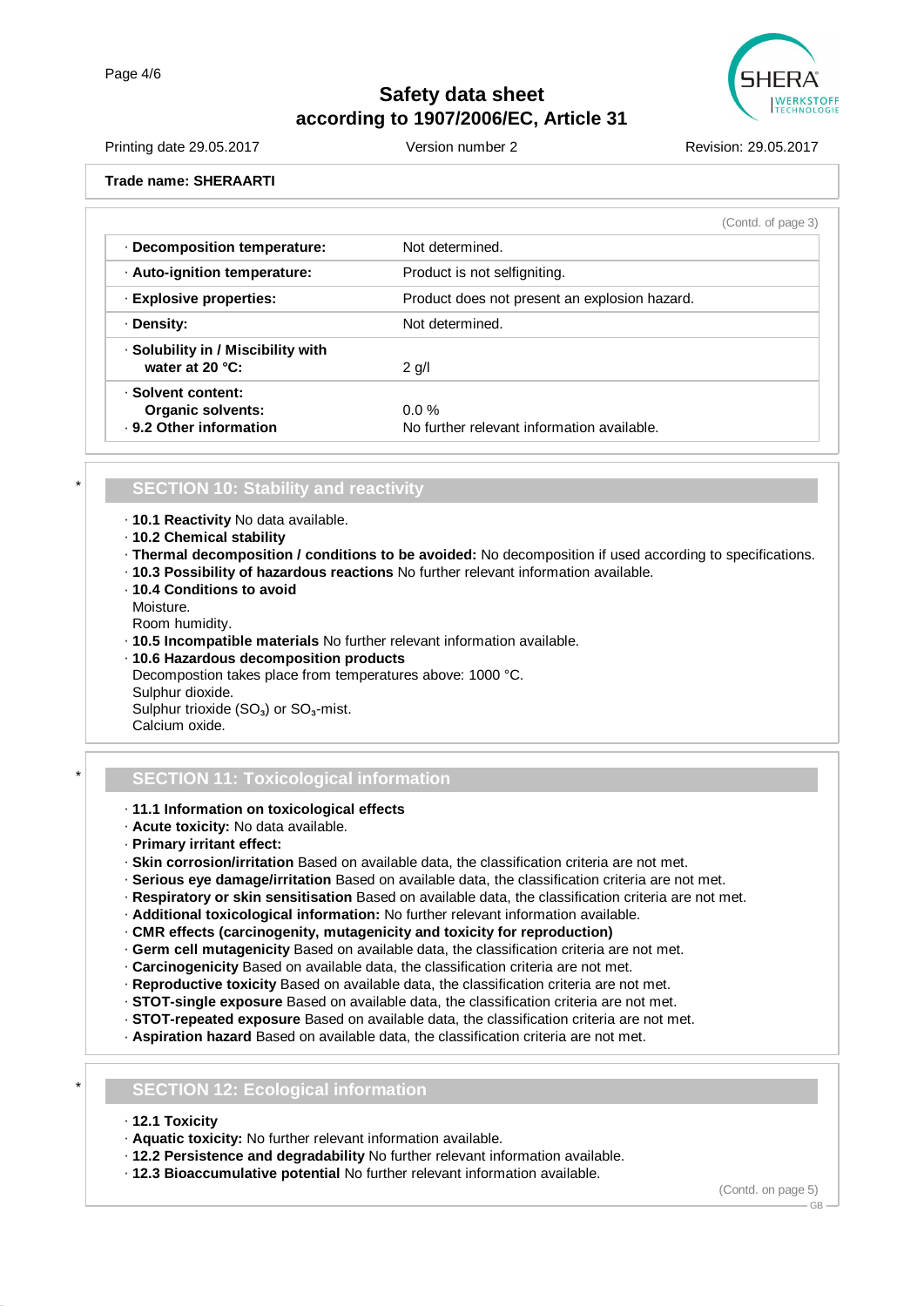Trade name: SHERAARTI

(Contd. of page 3)

| | |
|---|---|
| · **Decomposition temperature:** | Not determined. |
| · **Auto-ignition temperature:** | Product is not selfigniting. |
| · **Explosive properties:** | Product does not present an explosion hazard. |
| · **Density:** | Not determined. |
| · **Solubility in / Miscibility with water at 20 °C:** | 2 g/l |
| · **Solvent content:** **Organic solvents:** | 0.0 % |
| · **9.2 Other information** | No further relevant information available. |

## SECTION 10: Stability and reactivity

· **10.1 Reactivity** No data available.
· **10.2 Chemical stability**
· **Thermal decomposition / conditions to be avoided:** No decomposition if used according to specifications.
· **10.3 Possibility of hazardous reactions** No further relevant information available.
· **10.4 Conditions to avoid**
Moisture.
Room humidity.
· **10.5 Incompatible materials** No further relevant information available.
· **10.6 Hazardous decomposition products**
Decompostion takes place from temperatures above: 1000 °C.
Sulphur dioxide.
Sulphur trioxide ($SO_3$) or $SO_3$-mist.
Calcium oxide.

## SECTION 11: Toxicological information

· **11.1 Information on toxicological effects**
· **Acute toxicity:** No data available.
· **Primary irritant effect:**
· **Skin corrosion/irritation** Based on available data, the classification criteria are not met.
· **Serious eye damage/irritation** Based on available data, the classification criteria are not met.
· **Respiratory or skin sensitisation** Based on available data, the classification criteria are not met.
· **Additional toxicological information:** No further relevant information available.
· **CMR effects (carcinogenity, mutagenicity and toxicity for reproduction)**
· **Germ cell mutagenicity** Based on available data, the classification criteria are not met.
· **Carcinogenicity** Based on available data, the classification criteria are not met.
· **Reproductive toxicity** Based on available data, the classification criteria are not met.
· **STOT-single exposure** Based on available data, the classification criteria are not met.
· **STOT-repeated exposure** Based on available data, the classification criteria are not met.
· **Aspiration hazard** Based on available data, the classification criteria are not met.

## SECTION 12: Ecological information

· **12.1 Toxicity**
· **Aquatic toxicity:** No further relevant information available.
· **12.2 Persistence and degradability** No further relevant information available.
· **12.3 Bioaccumulative potential** No further relevant information available.

(Contd. on page 5)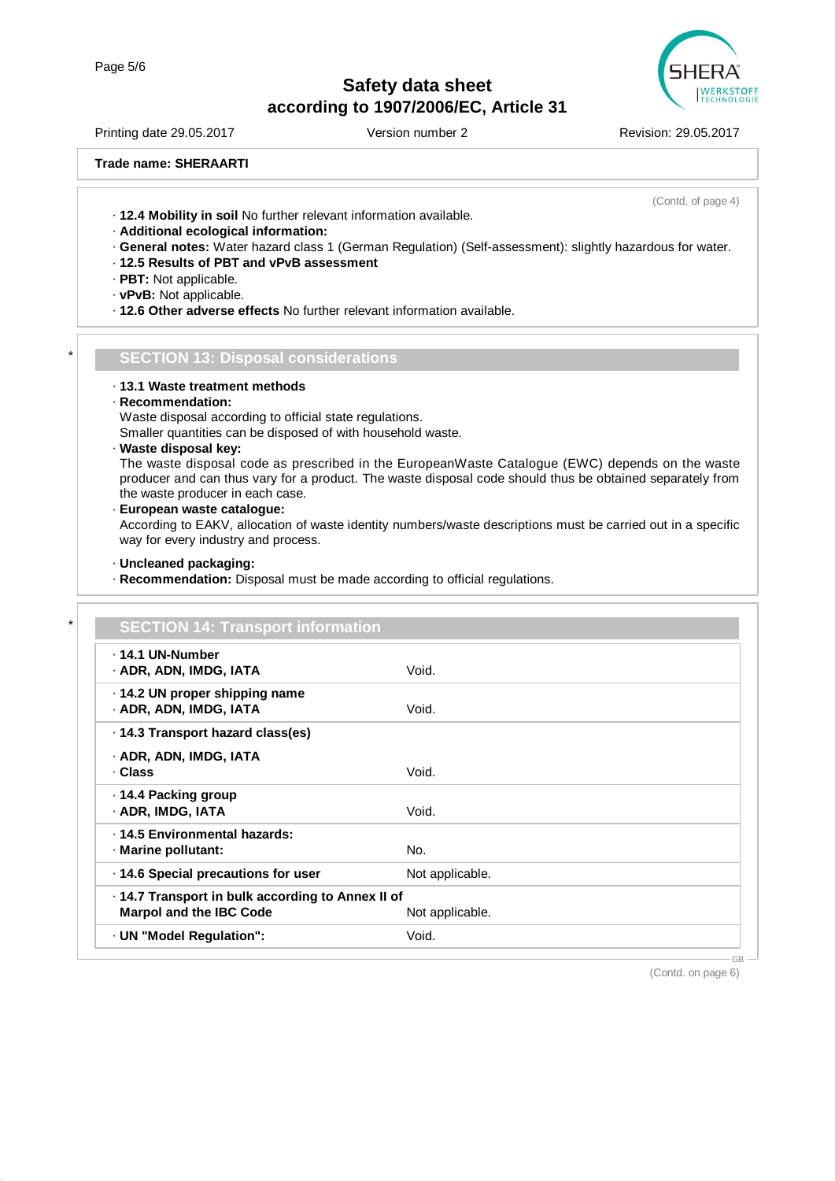(Contd. of page 4)

· **12.4 Mobility in soil** No further relevant information available.
· **Additional ecological information:**
· **General notes:** Water hazard class 1 (German Regulation) (Self-assessment): slightly hazardous for water.
· **12.5 Results of PBT and vPvB assessment**
· **PBT:** Not applicable.
· **vPvB:** Not applicable.
· **12.6 Other adverse effects** No further relevant information available.

## SECTION 13: Disposal considerations

· **13.1 Waste treatment methods**
· **Recommendation:**
Waste disposal according to official state regulations.
Smaller quantities can be disposed of with household waste.
· **Waste disposal key:**
The waste disposal code as prescribed in the EuropeanWaste Catalogue (EWC) depends on the waste producer and can thus vary for a product. The waste disposal code should thus be obtained separately from the waste producer in each case.
· **European waste catalogue:**
According to EAKV, allocation of waste identity numbers/waste descriptions must be carried out in a specific way for every industry and process.

· **Uncleaned packaging:**
· **Recommendation:** Disposal must be made according to official regulations.

## SECTION 14: Transport information

| | |
|---|---|
| · **14.1 UN-Number** · **ADR, ADN, IMDG, IATA** | Void. |
| · **14.2 UN proper shipping name** · **ADR, ADN, IMDG, IATA** | Void. |
| · **14.3 Transport hazard class(es)** · **ADR, ADN, IMDG, IATA** · **Class** | Void. |
| · **14.4 Packing group** · **ADR, IMDG, IATA** | Void. |
| · **14.5 Environmental hazards:** · **Marine pollutant:** | No. |
| · **14.6 Special precautions for user** | Not applicable. |
| · **14.7 Transport in bulk according to Annex II of Marpol and the IBC Code** | Not applicable. |
| · **UN "Model Regulation":** | Void. |

(Contd. on page 6)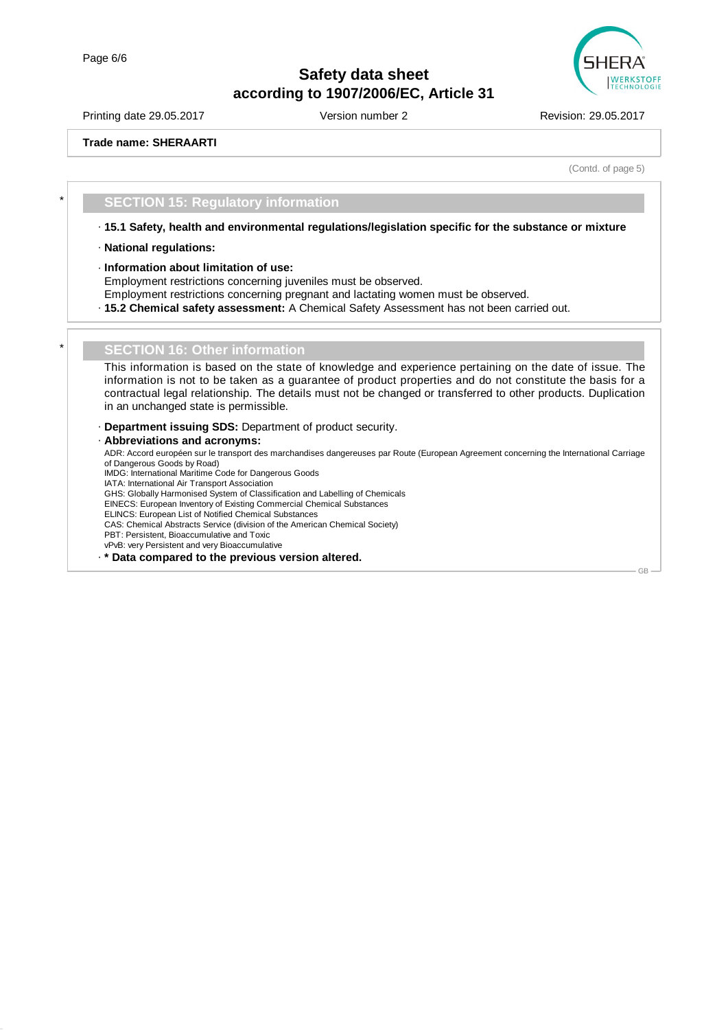Trade name: SHERAARTI

(Contd. of page 5)

## * SECTION 15: Regulatory information

· **15.1 Safety, health and environmental regulations/legislation specific for the substance or mixture**

· **National regulations:**

· **Information about limitation of use:**
Employment restrictions concerning juveniles must be observed.
Employment restrictions concerning pregnant and lactating women must be observed.

· **15.2 Chemical safety assessment:** A Chemical Safety Assessment has not been carried out.

## * SECTION 16: Other information

This information is based on the state of knowledge and experience pertaining on the date of issue. The information is not to be taken as a guarantee of product properties and do not constitute the basis for a contractual legal relationship. The details must not be changed or transferred to other products. Duplication in an unchanged state is permissible.

· **Department issuing SDS:** Department of product security.

· **Abbreviations and acronyms:**
ADR: Accord européen sur le transport des marchandises dangereuses par Route (European Agreement concerning the International Carriage of Dangerous Goods by Road)
IMDG: International Maritime Code for Dangerous Goods
IATA: International Air Transport Association
GHS: Globally Harmonised System of Classification and Labelling of Chemicals
EINECS: European Inventory of Existing Commercial Chemical Substances
ELINCS: European List of Notified Chemical Substances
CAS: Chemical Abstracts Service (division of the American Chemical Society)
PBT: Persistent, Bioaccumulative and Toxic
vPvB: very Persistent and very Bioaccumulative

· **\* Data compared to the previous version altered.**